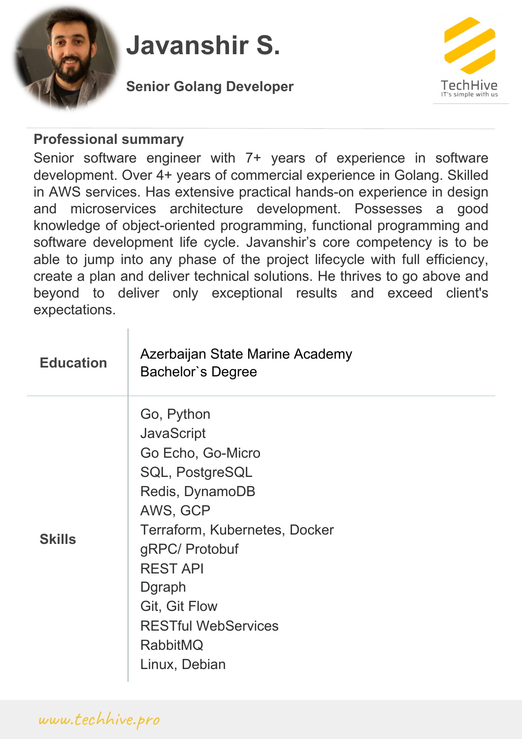# Javanshir S.

**Senior Golang Developer**

TechHive
IT's simple with us

## Professional summary

Senior software engineer with 7+ years of experience in software development. Over 4+ years of commercial experience in Golang. Skilled in AWS services. Has extensive practical hands-on experience in design and microservices architecture development. Possesses a good knowledge of object-oriented programming, functional programming and software development life cycle. Javanshir's core competency is to be able to jump into any phase of the project lifecycle with full efficiency, create a plan and deliver technical solutions. He thrives to go above and beyond to deliver only exceptional results and exceed client's expectations.

| | |
|---|---|
| **Education** | Azerbaijan State Marine Academy<br>Bachelor`s Degree |
| **Skills** | Go, Python<br>JavaScript<br>Go Echo, Go-Micro<br>SQL, PostgreSQL<br>Redis, DynamoDB<br>AWS, GCP<br>Terraform, Kubernetes, Docker<br>gRPC/ Protobuf<br>REST API<br>Dgraph<br>Git, Git Flow<br>RESTful WebServices<br>RabbitMQ<br>Linux, Debian |

www.techhive.pro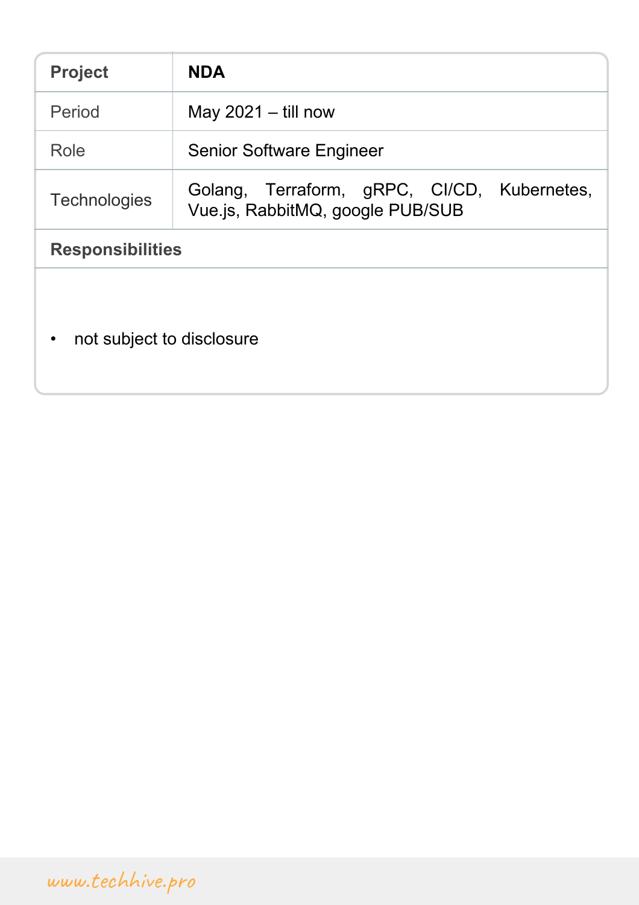| Project | NDA |
|---|---|
| Period | May 2021 – till now |
| Role | Senior Software Engineer |
| Technologies | Golang, Terraform, gRPC, CI/CD, Kubernetes, Vue.js, RabbitMQ, google PUB/SUB |

**Responsibilities**

- not subject to disclosure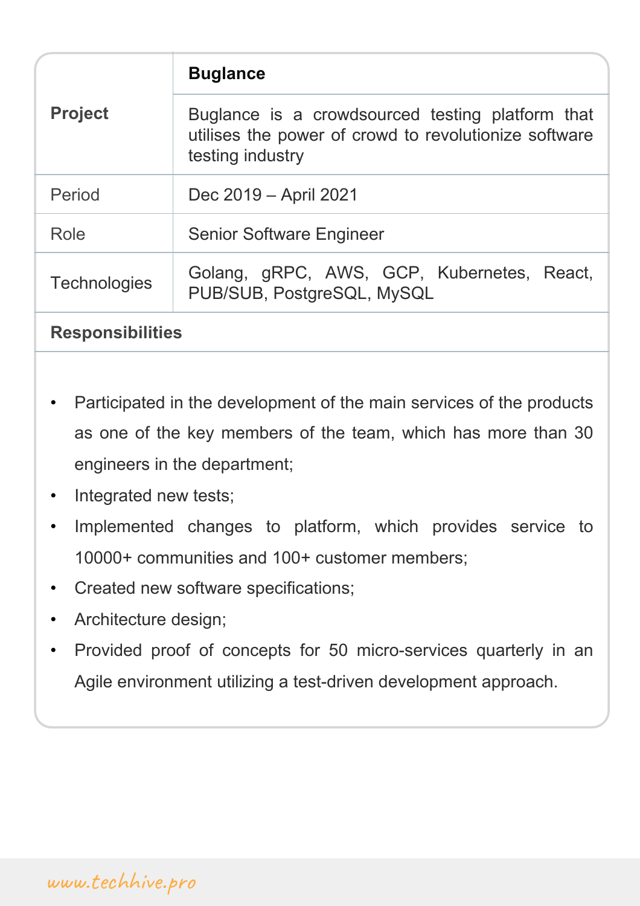| **Project** | **Buglance** |
|---|---|
| | Buglance is a crowdsourced testing platform that utilises the power of crowd to revolutionize software testing industry |
| Period | Dec 2019 – April 2021 |
| Role | Senior Software Engineer |
| Technologies | Golang, gRPC, AWS, GCP, Kubernetes, React, PUB/SUB, PostgreSQL, MySQL |

**Responsibilities**

- Participated in the development of the main services of the products as one of the key members of the team, which has more than 30 engineers in the department;
- Integrated new tests;
- Implemented changes to platform, which provides service to 10000+ communities and 100+ customer members;
- Created new software specifications;
- Architecture design;
- Provided proof of concepts for 50 micro-services quarterly in an Agile environment utilizing a test-driven development approach.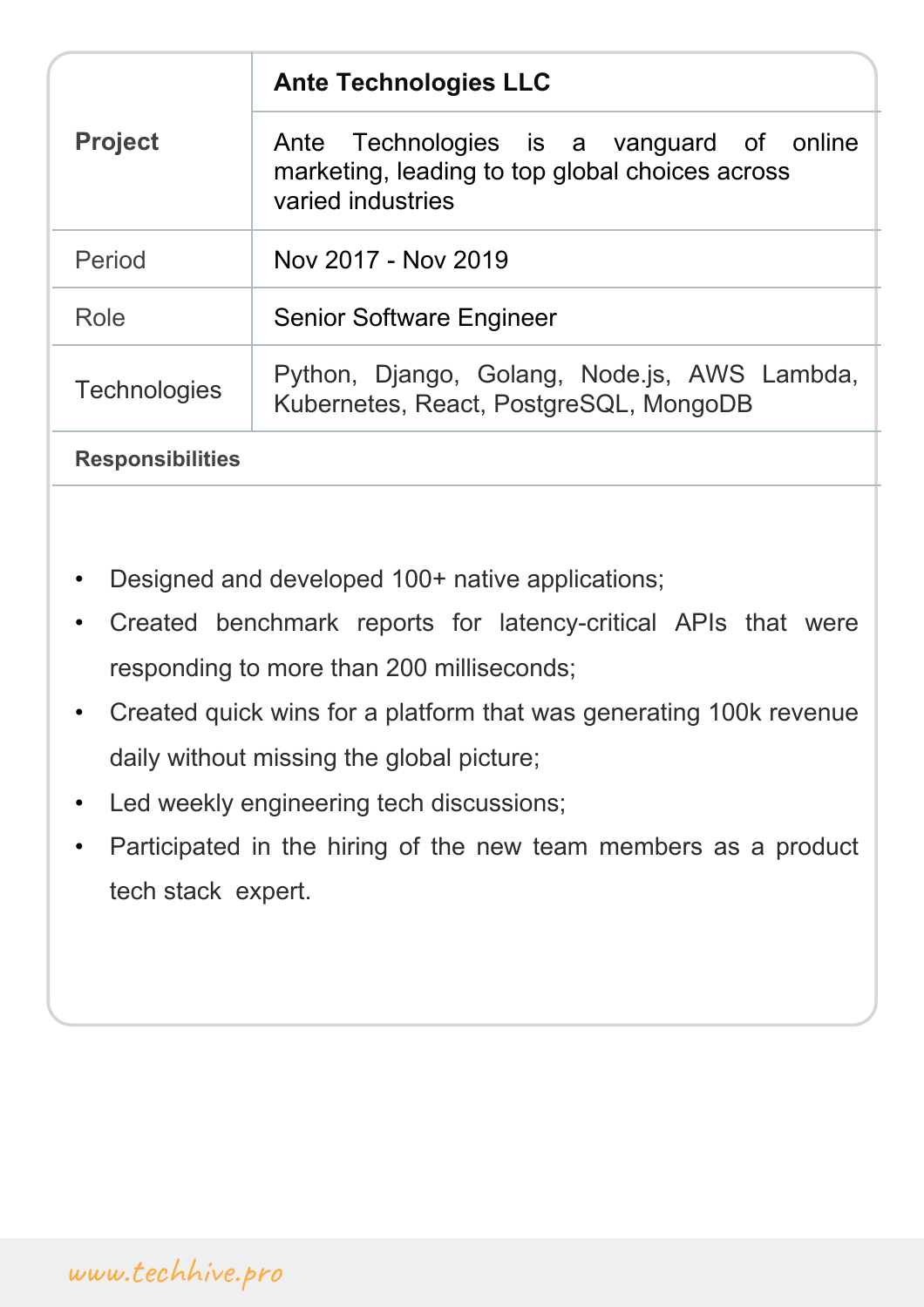| Project | **Ante Technologies LLC** |
| --- | --- |
| | Ante Technologies is a vanguard of online marketing, leading to top global choices across varied industries |
| Period | Nov 2017 - Nov 2019 |
| Role | Senior Software Engineer |
| Technologies | Python, Django, Golang, Node.js, AWS Lambda, Kubernetes, React, PostgreSQL, MongoDB |

**Responsibilities**

- Designed and developed 100+ native applications;
- Created benchmark reports for latency-critical APIs that were responding to more than 200 milliseconds;
- Created quick wins for a platform that was generating 100k revenue daily without missing the global picture;
- Led weekly engineering tech discussions;
- Participated in the hiring of the new team members as a product tech stack expert.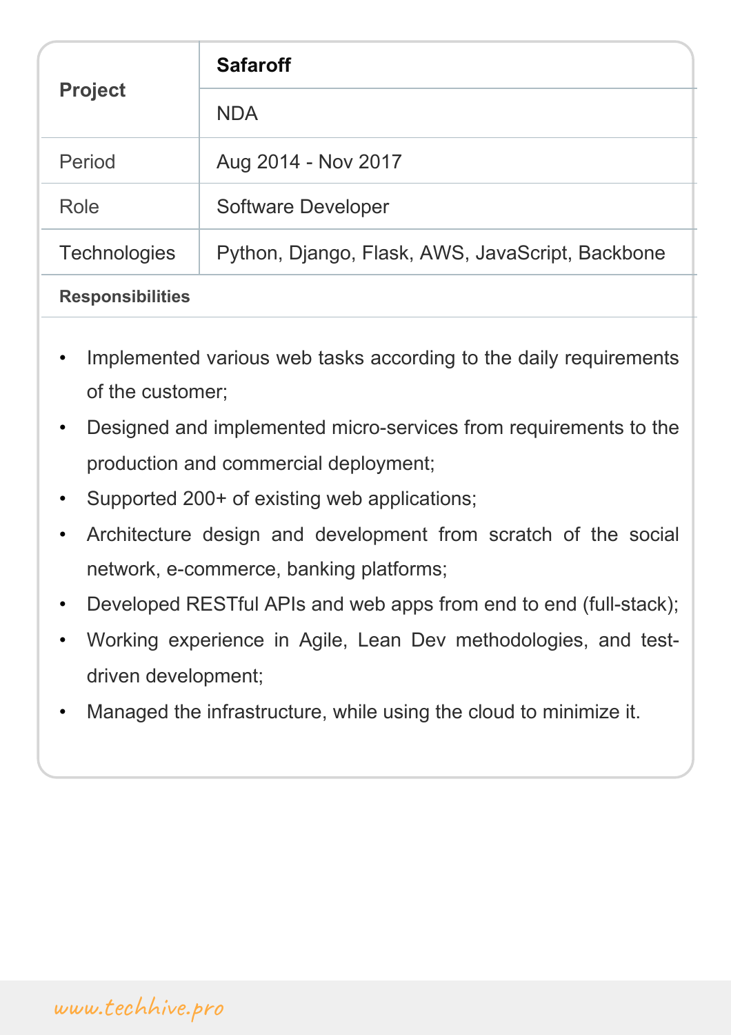| | |
|---|---|
| **Project** | **Safaroff** |
| | NDA |
| Period | Aug 2014 - Nov 2017 |
| Role | Software Developer |
| Technologies | Python, Django, Flask, AWS, JavaScript, Backbone |

**Responsibilities**

- Implemented various web tasks according to the daily requirements of the customer;
- Designed and implemented micro-services from requirements to the production and commercial deployment;
- Supported 200+ of existing web applications;
- Architecture design and development from scratch of the social network, e-commerce, banking platforms;
- Developed RESTful APIs and web apps from end to end (full-stack);
- Working experience in Agile, Lean Dev methodologies, and test-driven development;
- Managed the infrastructure, while using the cloud to minimize it.